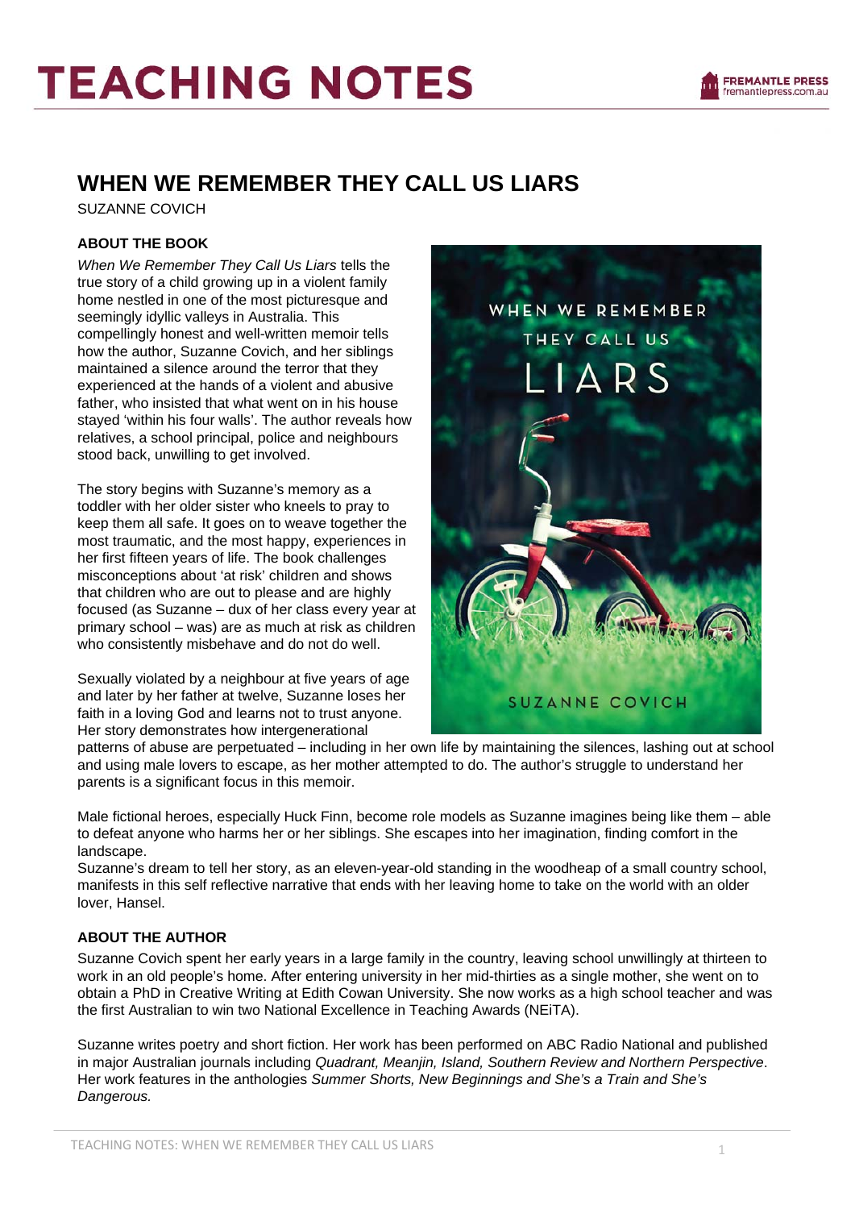# TEACHING NOTES

## WHEN WE REMEMBER THEY CALL US LIARS

SUZANNE COVICH

### ABOUT THE BOOK

*When We Remember They Call Us Liars* tells the true story of a child growing up in a violent family home nestled in one of the most picturesque and seemingly idyllic valleys in Australia. This compellingly honest and well-written memoir tells how the author, Suzanne Covich, and her siblings maintained a silence around the terror that they experienced at the hands of a violent and abusive father, who insisted that what went on in his house stayed 'within his four walls'. The author reveals how relatives, a school principal, police and neighbours stood back, unwilling to get involved.

The story begins with Suzanne's memory as a toddler with her older sister who kneels to pray to keep them all safe. It goes on to weave together the most traumatic, and the most happy, experiences in her first fifteen years of life. The book challenges misconceptions about 'at risk' children and shows that children who are out to please and are highly focused (as Suzanne – dux of her class every year at primary school – was) are as much at risk as children who consistently misbehave and do not do well.

Sexually violated by a neighbour at five years of age and later by her father at twelve, Suzanne loses her faith in a loving God and learns not to trust anyone. Her story demonstrates how intergenerational patterns of abuse are perpetuated – including in her own life by maintaining the silences, lashing out at school and using male lovers to escape, as her mother attempted to do. The author's struggle to understand her parents is a significant focus in this memoir.

Male fictional heroes, especially Huck Finn, become role models as Suzanne imagines being like them – able to defeat anyone who harms her or her siblings. She escapes into her imagination, finding comfort in the landscape.

Suzanne's dream to tell her story, as an eleven-year-old standing in the woodheap of a small country school, manifests in this self reflective narrative that ends with her leaving home to take on the world with an older lover, Hansel.

### ABOUT THE AUTHOR

Suzanne Covich spent her early years in a large family in the country, leaving school unwillingly at thirteen to work in an old people's home. After entering university in her mid-thirties as a single mother, she went on to obtain a PhD in Creative Writing at Edith Cowan University. She now works as a high school teacher and was the first Australian to win two National Excellence in Teaching Awards (NEiTA).

Suzanne writes poetry and short fiction. Her work has been performed on ABC Radio National and published in major Australian journals including *Quadrant, Meanjin, Island, Southern Review and Northern Perspective*. Her work features in the anthologies *Summer Shorts, New Beginnings and She's a Train and She's Dangerous.*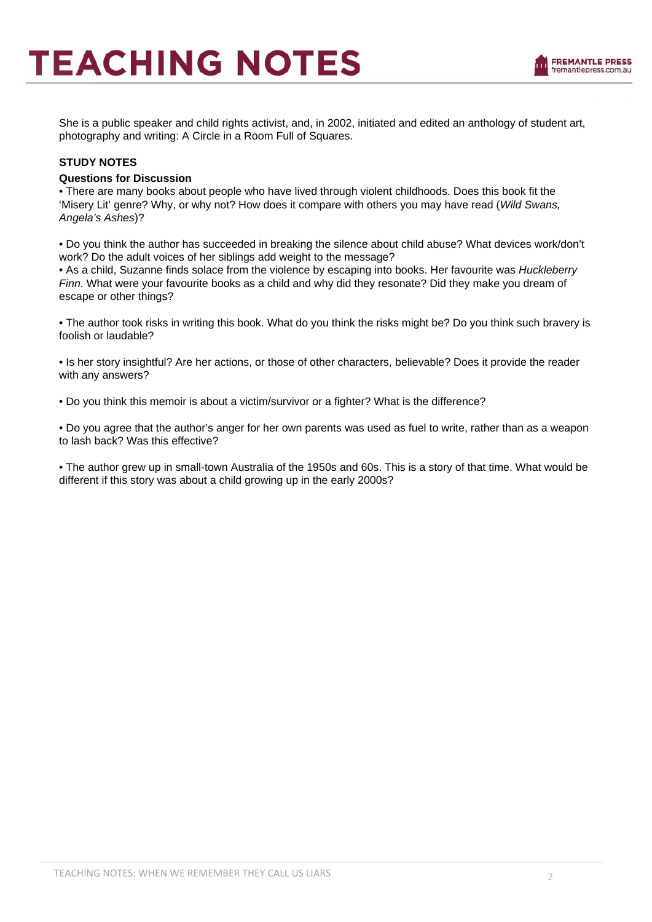She is a public speaker and child rights activist, and, in 2002, initiated and edited an anthology of student art, photography and writing: A Circle in a Room Full of Squares.

**STUDY NOTES**

**Questions for Discussion**

- There are many books about people who have lived through violent childhoods. Does this book fit the 'Misery Lit' genre? Why, or why not? How does it compare with others you may have read (*Wild Swans, Angela's Ashes*)?

- Do you think the author has succeeded in breaking the silence about child abuse? What devices work/don't work? Do the adult voices of her siblings add weight to the message?
- As a child, Suzanne finds solace from the violence by escaping into books. Her favourite was *Huckleberry Finn*. What were your favourite books as a child and why did they resonate? Did they make you dream of escape or other things?

- The author took risks in writing this book. What do you think the risks might be? Do you think such bravery is foolish or laudable?

- Is her story insightful? Are her actions, or those of other characters, believable? Does it provide the reader with any answers?

- Do you think this memoir is about a victim/survivor or a fighter? What is the difference?

- Do you agree that the author's anger for her own parents was used as fuel to write, rather than as a weapon to lash back? Was this effective?

- The author grew up in small-town Australia of the 1950s and 60s. This is a story of that time. What would be different if this story was about a child growing up in the early 2000s?